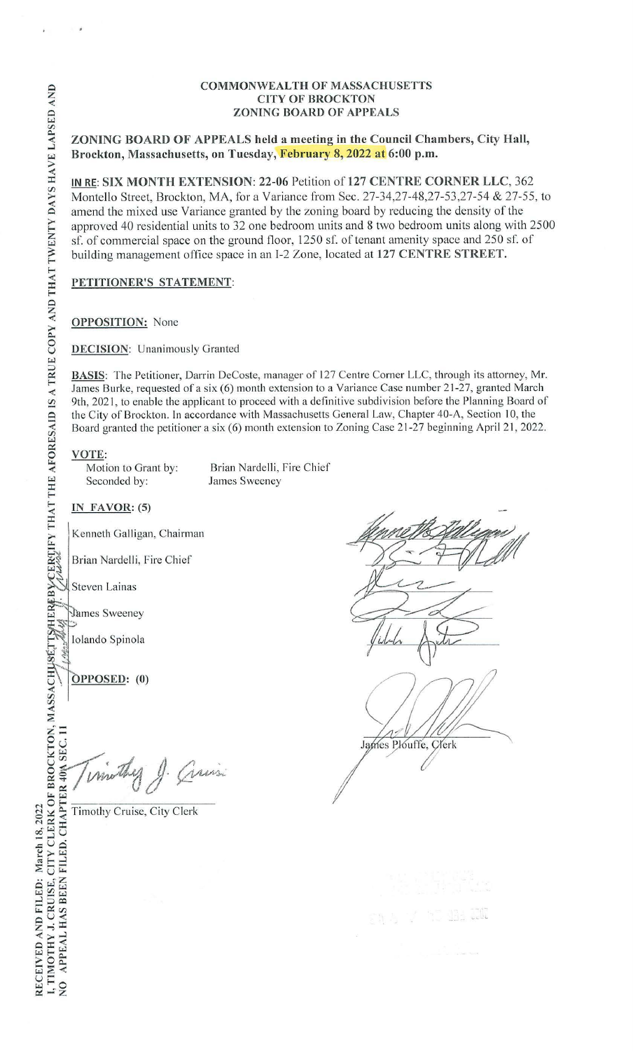COMMONWEALTH OF MASSACHUSETTS
CITY OF BROCKTON
ZONING BOARD OF APPEALS

**ZONING BOARD OF APPEALS held a meeting in the Council Chambers, City Hall, Brockton, Massachusetts, on Tuesday, February 8, 2022 at 6:00 p.m.**

**IN RE: SIX MONTH EXTENSION: 22-06** Petition of **127 CENTRE CORNER LLC**, 362 Montello Street, Brockton, MA, for a Variance from Sec. 27-34,27-48,27-53,27-54 & 27-55, to amend the mixed use Variance granted by the zoning board by reducing the density of the approved 40 residential units to 32 one bedroom units and 8 two bedroom units along with 2500 sf. of commercial space on the ground floor, 1250 sf. of tenant amenity space and 250 sf. of building management office space in an I-2 Zone, located at **127 CENTRE STREET.**

**PETITIONER'S STATEMENT:**

**OPPOSITION:** None

**DECISION:** Unanimously Granted

**BASIS:** The Petitioner, Darrin DeCoste, manager of 127 Centre Corner LLC, through its attorney, Mr. James Burke, requested of a six (6) month extension to a Variance Case number 21-27, granted March 9th, 2021, to enable the applicant to proceed with a definitive subdivision before the Planning Board of the City of Brockton. In accordance with Massachusetts General Law, Chapter 40-A, Section 10, the Board granted the petitioner a six (6) month extension to Zoning Case 21-27 beginning April 21, 2022.

**VOTE:**

Motion to Grant by: Brian Nardelli, Fire Chief
Seconded by: James Sweeney

**IN FAVOR: (5)**

Kenneth Galligan, Chairman

Brian Nardelli, Fire Chief

Steven Lainas

James Sweeney

Iolando Spinola

**OPPOSED: (0)**

James Plouffe, Clerk

Timothy Cruise, City Clerk

RECEIVED AND FILED: March 18, 2022
I, TIMOTHY J. CRUISE, CITY CLERK OF BROCKTON, MASSACHUSETTS HEREBY CERTIFY THAT THE AFORESAID IS A TRUE COPY AND THAT TWENTY DAYS HAVE LAPSED AND NO APPEAL HAS BEEN FILED. CHAPTER 40A SEC. 11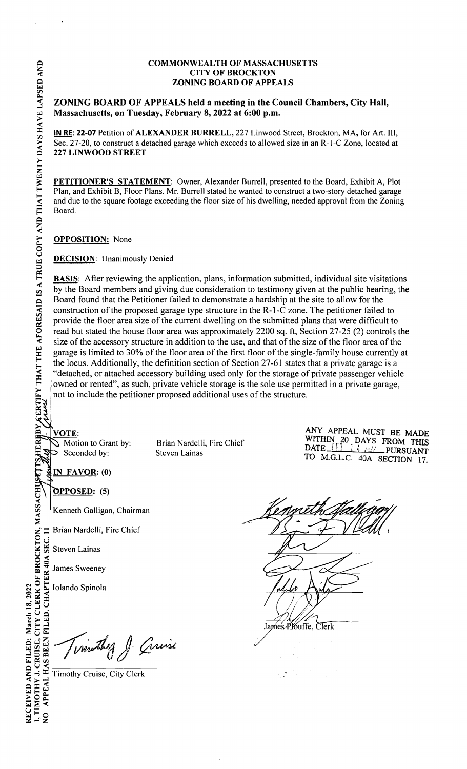**COMMONWEALTH OF MASSACHUSETTS**
**CITY OF BROCKTON**
**ZONING BOARD OF APPEALS**

## ZONING BOARD OF APPEALS held a meeting in the Council Chambers, City Hall, Massachusetts, on Tuesday, February 8, 2022 at 6:00 p.m.

**IN RE: 22-07** Petition of **ALEXANDER BURRELL,** 227 Linwood Street, Brockton, MA, for Art. III, Sec. 27-20, to construct a detached garage which exceeds to allowed size in an R-1-C Zone, located at **227 LINWOOD STREET**

**PETITIONER'S STATEMENT**: Owner, Alexander Burrell, presented to the Board, Exhibit A, Plot Plan, and Exhibit B, Floor Plans. Mr. Burrell stated he wanted to construct a two-story detached garage and due to the square footage exceeding the floor size of his dwelling, needed approval from the Zoning Board.

**OPPOSITION:** None

**DECISION**: Unanimously Denied

**BASIS**: After reviewing the application, plans, information submitted, individual site visitations by the Board members and giving due consideration to testimony given at the public hearing, the Board found that the Petitioner failed to demonstrate a hardship at the site to allow for the construction of the proposed garage type structure in the R-1-C zone. The petitioner failed to provide the floor area size of the current dwelling on the submitted plans that were difficult to read but stated the house floor area was approximately 2200 sq. ft, Section 27-25 (2) controls the size of the accessory structure in addition to the use, and that of the size of the floor area of the garage is limited to 30% of the floor area of the first floor of the single-family house currently at the locus. Additionally, the definition section of Section 27-61 states that a private garage is a "detached, or attached accessory building used only for the storage of private passenger vehicle owned or rented", as such, private vehicle storage is the sole use permitted in a private garage, not to include the petitioner proposed additional uses of the structure.

**VOTE**:
Motion to Grant by: Brian Nardelli, Fire Chief
Seconded by: Steven Lainas

ANY APPEAL MUST BE MADE WITHIN 20 DAYS FROM THIS DATE FEB 24 2022 PURSUANT TO M.G.L.C. 40A SECTION 17.

**IN FAVOR: (0)**

**OPPOSED: (5)**

Kenneth Galligan, Chairman

Brian Nardelli, Fire Chief

Steven Lainas

James Sweeney

Iolando Spinola

James Plouffe, Clerk

Timothy Cruise, City Clerk

RECEIVED AND FILED: March 18, 2022
I, TIMOTHY J. CRUISE, CITY CLERK OF BROCKTON, MASSACHUSETTS HEREBY CERTIFY THAT THE AFORESAID IS A TRUE COPY AND THAT TWENTY DAYS HAVE LAPSED AND NO APPEAL HAS BEEN FILED. CHAPTER 40A SEC. 11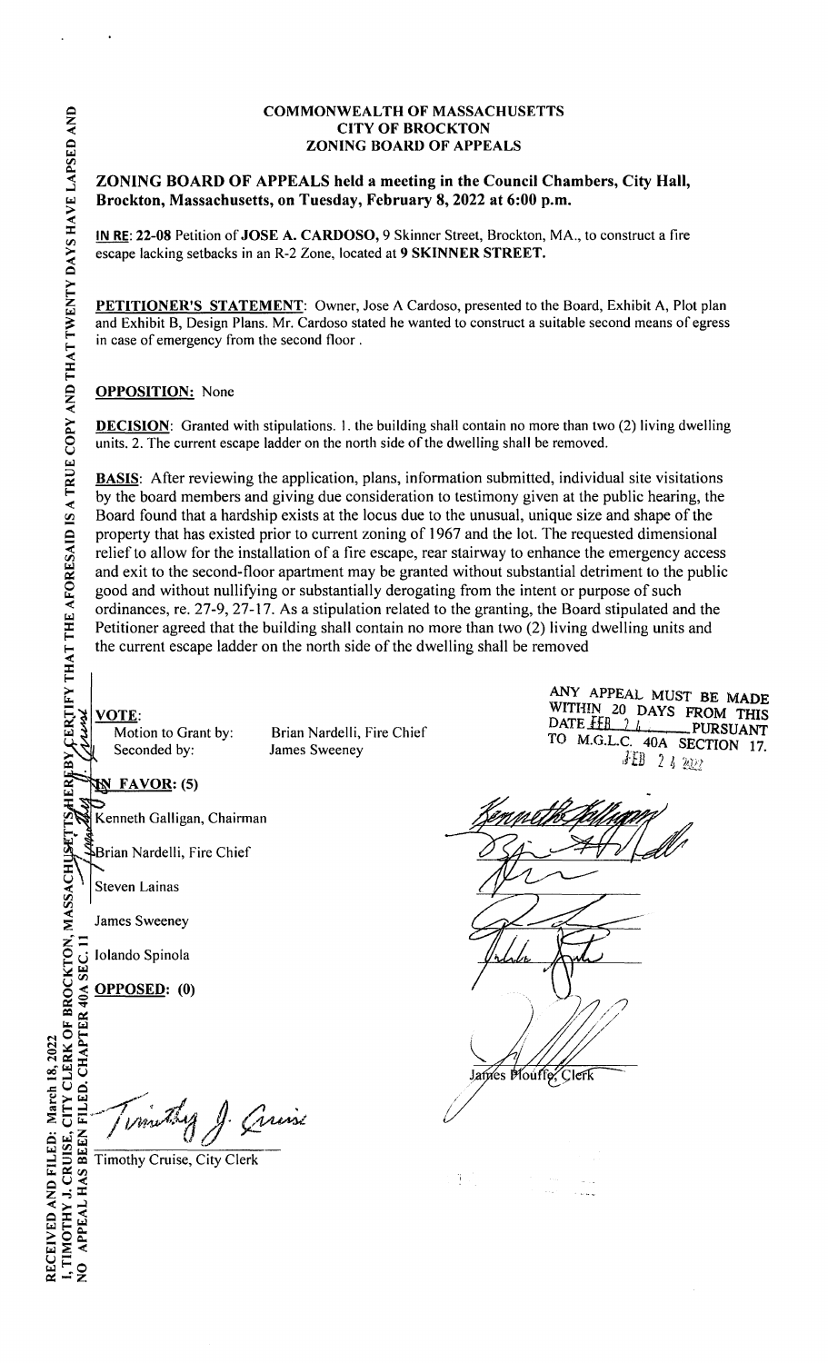# COMMONWEALTH OF MASSACHUSETTS
# CITY OF BROCKTON
# ZONING BOARD OF APPEALS

**ZONING BOARD OF APPEALS held a meeting in the Council Chambers, City Hall, Brockton, Massachusetts, on Tuesday, February 8, 2022 at 6:00 p.m.**

**IN RE**: **22-08** Petition of **JOSE A. CARDOSO,** 9 Skinner Street, Brockton, MA., to construct a fire escape lacking setbacks in an R-2 Zone, located at **9 SKINNER STREET.**

**PETITIONER'S STATEMENT**: Owner, Jose A Cardoso, presented to the Board, Exhibit A, Plot plan and Exhibit B, Design Plans. Mr. Cardoso stated he wanted to construct a suitable second means of egress in case of emergency from the second floor .

**OPPOSITION:** None

**DECISION**: Granted with stipulations. 1. the building shall contain no more than two (2) living dwelling units. 2. The current escape ladder on the north side of the dwelling shall be removed.

**BASIS**: After reviewing the application, plans, information submitted, individual site visitations by the board members and giving due consideration to testimony given at the public hearing, the Board found that a hardship exists at the locus due to the unusual, unique size and shape of the property that has existed prior to current zoning of 1967 and the lot. The requested dimensional relief to allow for the installation of a fire escape, rear stairway to enhance the emergency access and exit to the second-floor apartment may be granted without substantial detriment to the public good and without nullifying or substantially derogating from the intent or purpose of such ordinances, re. 27-9, 27-17. As a stipulation related to the granting, the Board stipulated and the Petitioner agreed that the building shall contain no more than two (2) living dwelling units and the current escape ladder on the north side of the dwelling shall be removed

**VOTE**:

| | |
|---|---|
| Motion to Grant by: | Brian Nardelli, Fire Chief |
| Seconded by: | James Sweeney |

ANY APPEAL MUST BE MADE WITHIN 20 DAYS FROM THIS DATE FEB 24 PURSUANT TO M.G.L.C. 40A SECTION 17.
FEB 24 2022

**IN FAVOR: (5)**

Kenneth Galligan, Chairman

Brian Nardelli, Fire Chief

Steven Lainas

James Sweeney

Iolando Spinola

**OPPOSED: (0)**

James Plouffe, Clerk

RECEIVED AND FILED: March 18, 2022
I, TIMOTHY J. CRUISE, CITY CLERK OF BROCKTON, MASSACHUSETTS HEREBY CERTIFY THAT THE AFORESAID IS A TRUE COPY AND THAT TWENTY DAYS HAVE LAPSED AND NO APPEAL HAS BEEN FILED. CHAPTER 40A SEC. 11

Timothy Cruise, City Clerk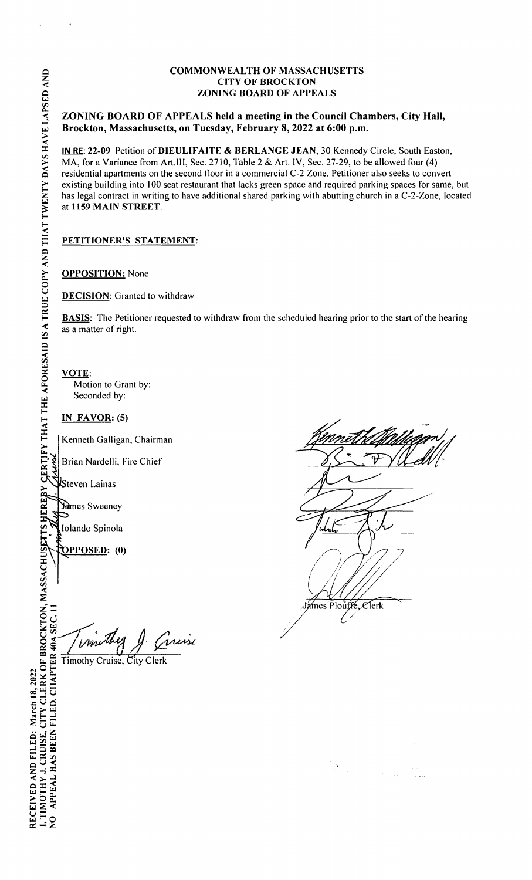**COMMONWEALTH OF MASSACHUSETTS**
**CITY OF BROCKTON**
**ZONING BOARD OF APPEALS**

## ZONING BOARD OF APPEALS held a meeting in the Council Chambers, City Hall, Brockton, Massachusetts, on Tuesday, February 8, 2022 at 6:00 p.m.

**IN RE**: 22-09 Petition of **DIEULIFAITE & BERLANGE JEAN**, 30 Kennedy Circle, South Easton, MA, for a Variance from Art.III, Sec. 2710, Table 2 & Art. IV, Sec. 27-29, to be allowed four (4) residential apartments on the second floor in a commercial C-2 Zone. Petitioner also seeks to convert existing building into 100 seat restaurant that lacks green space and required parking spaces for same, but has legal contract in writing to have additional shared parking with abutting church in a C-2-Zone, located at **1159 MAIN STREET**.

**PETITIONER'S STATEMENT**:

**OPPOSITION:** None

**DECISION**: Granted to withdraw

**BASIS**: The Petitioner requested to withdraw from the scheduled hearing prior to the start of the hearing as a matter of right.

**VOTE**:
Motion to Grant by:
Seconded by:

**IN FAVOR: (5)**

Kenneth Galligan, Chairman

Brian Nardelli, Fire Chief

Steven Lainas

James Sweeney

Iolando Spinola

**OPPOSED: (0)**

James Plouffe, Clerk

Timothy Cruise, City Clerk

RECEIVED AND FILED: March 18, 2022
I, TIMOTHY J. CRUISE, CITY CLERK OF BROCKTON, MASSACHUSETTS HEREBY CERTIFY THAT THE AFORESAID IS A TRUE COPY AND THAT TWENTY DAYS HAVE LAPSED AND NO APPEAL HAS BEEN FILED. CHAPTER 40A SEC. 11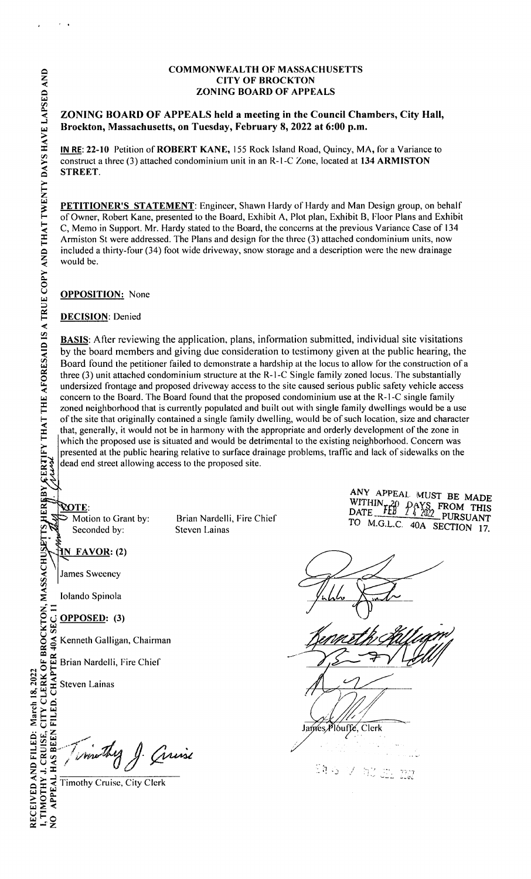# COMMONWEALTH OF MASSACHUSETTS
# CITY OF BROCKTON
# ZONING BOARD OF APPEALS

**ZONING BOARD OF APPEALS held a meeting in the Council Chambers, City Hall, Brockton, Massachusetts, on Tuesday, February 8, 2022 at 6:00 p.m.**

**IN RE: 22-10** Petition of **ROBERT KANE**, 155 Rock Island Road, Quincy, MA, for a Variance to construct a three (3) attached condominium unit in an R-1-C Zone, located at **134 ARMISTON STREET**.

**PETITIONER'S STATEMENT**: Engineer, Shawn Hardy of Hardy and Man Design group, on behalf of Owner, Robert Kane, presented to the Board, Exhibit A, Plot plan, Exhibit B, Floor Plans and Exhibit C, Memo in Support. Mr. Hardy stated to the Board, the concerns at the previous Variance Case of 134 Armiston St were addressed. The Plans and design for the three (3) attached condominium units, now included a thirty-four (34) foot wide driveway, snow storage and a description were the new drainage would be.

**OPPOSITION:** None

**DECISION**: Denied

**BASIS**: After reviewing the application, plans, information submitted, individual site visitations by the board members and giving due consideration to testimony given at the public hearing, the Board found the petitioner failed to demonstrate a hardship at the locus to allow for the construction of a three (3) unit attached condominium structure at the R-1-C Single family zoned locus. The substantially undersized frontage and proposed driveway access to the site caused serious public safety vehicle access concern to the Board. The Board found that the proposed condominium use at the R-1-C single family zoned neighborhood that is currently populated and built out with single family dwellings would be a use of the site that originally contained a single family dwelling, would be of such location, size and character that, generally, it would not be in harmony with the appropriate and orderly development of the zone in which the proposed use is situated and would be detrimental to the existing neighborhood. Concern was presented at the public hearing relative to surface drainage problems, traffic and lack of sidewalks on the dead end street allowing access to the proposed site.

**VOTE**:
Motion to Grant by: Brian Nardelli, Fire Chief
Seconded by: Steven Lainas

**IN FAVOR: (2)**

James Sweeney

Iolando Spinola

**OPPOSED: (3)**

Kenneth Galligan, Chairman

Brian Nardelli, Fire Chief

Steven Lainas

ANY APPEAL MUST BE MADE WITHIN 20 DAYS FROM THIS DATE FEB 14 2022 PURSUANT TO M.G.L.C. 40A SECTION 17.

James Plouffe, Clerk

Timothy Cruise, City Clerk

RECEIVED AND FILED: March 18, 2022
I, TIMOTHY J. CRUISE, CITY CLERK OF BROCKTON, MASSACHUSETTS HEREBY CERTIFY THAT THE AFORESAID IS A TRUE COPY AND THAT TWENTY DAYS HAVE LAPSED AND NO APPEAL HAS BEEN FILED. CHAPTER 40A SEC. 11